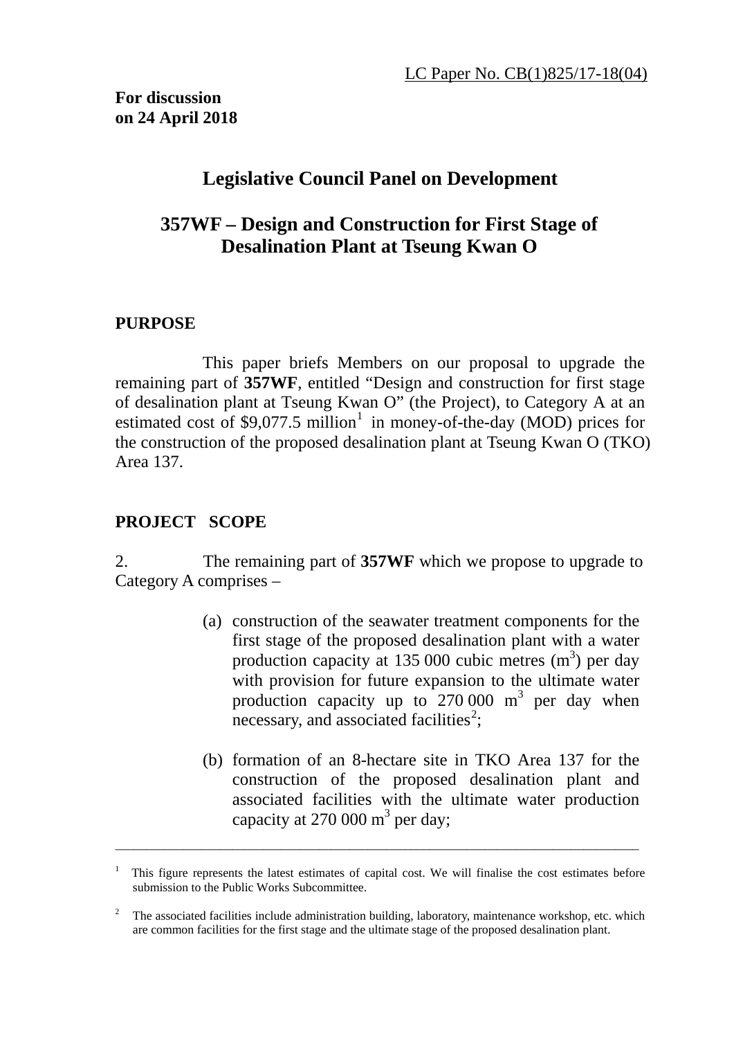LC Paper No. CB(1)825/17-18(04)

**For discussion on 24 April 2018**

# Legislative Council Panel on Development

## 357WF – Design and Construction for First Stage of Desalination Plant at Tseung Kwan O

### PURPOSE

This paper briefs Members on our proposal to upgrade the remaining part of **357WF**, entitled "Design and construction for first stage of desalination plant at Tseung Kwan O" (the Project), to Category A at an estimated cost of $9,077.5 million[1] in money-of-the-day (MOD) prices for the construction of the proposed desalination plant at Tseung Kwan O (TKO) Area 137.

### PROJECT SCOPE

2. The remaining part of **357WF** which we propose to upgrade to Category A comprises –

(a) construction of the seawater treatment components for the first stage of the proposed desalination plant with a water production capacity at 135 000 cubic metres ($m^3$) per day with provision for future expansion to the ultimate water production capacity up to 270 000 $m^3$ per day when necessary, and associated facilities[2];

(b) formation of an 8-hectare site in TKO Area 137 for the construction of the proposed desalination plant and associated facilities with the ultimate water production capacity at 270 000 $m^3$ per day;

---

[1] This figure represents the latest estimates of capital cost. We will finalise the cost estimates before submission to the Public Works Subcommittee.

[2] The associated facilities include administration building, laboratory, maintenance workshop, etc. which are common facilities for the first stage and the ultimate stage of the proposed desalination plant.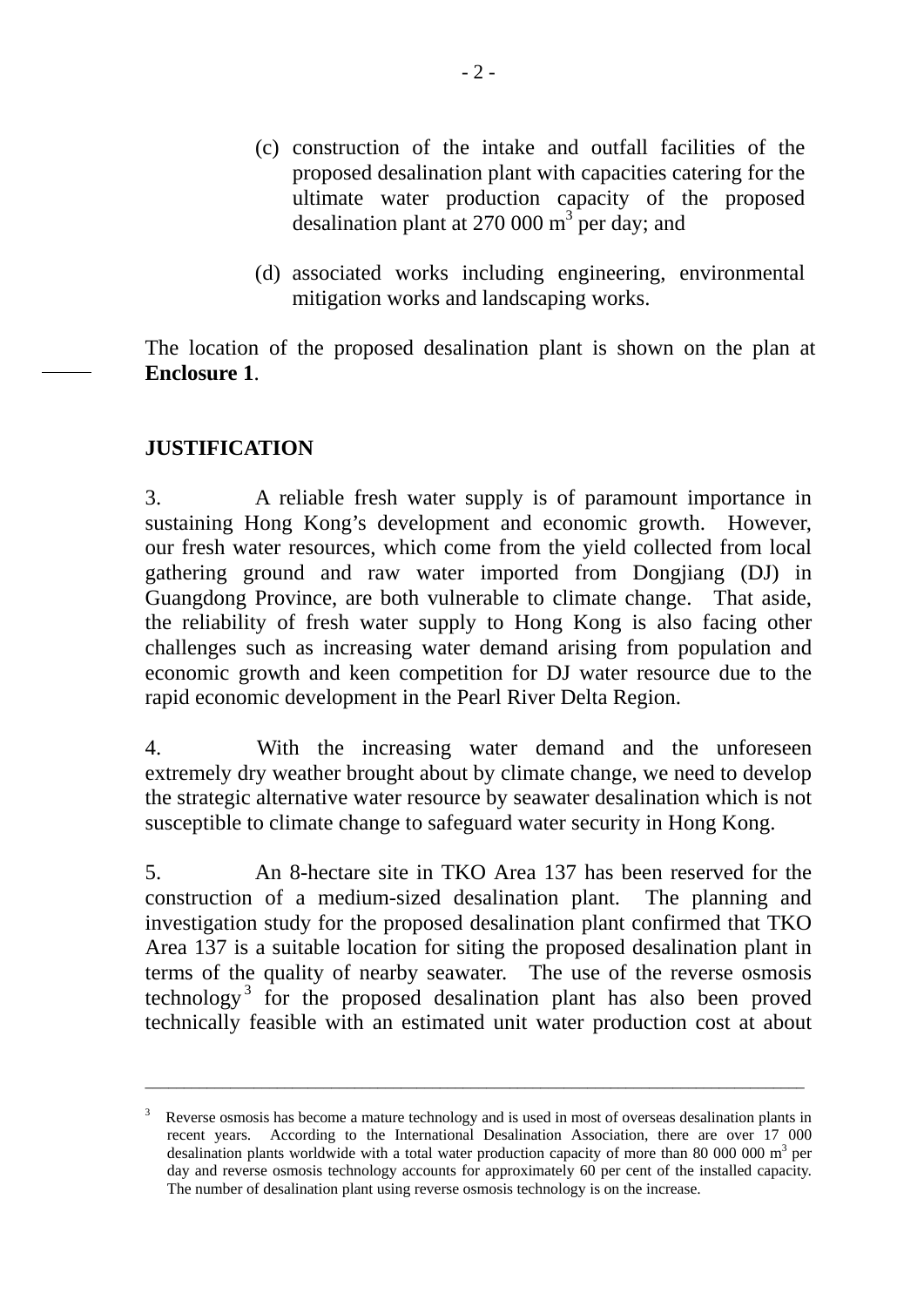(c) construction of the intake and outfall facilities of the proposed desalination plant with capacities catering for the ultimate water production capacity of the proposed desalination plant at 270 000 $m^3$ per day; and

(d) associated works including engineering, environmental mitigation works and landscaping works.

The location of the proposed desalination plant is shown on the plan at **Enclosure 1**.

## JUSTIFICATION

3. A reliable fresh water supply is of paramount importance in sustaining Hong Kong's development and economic growth. However, our fresh water resources, which come from the yield collected from local gathering ground and raw water imported from Dongjiang (DJ) in Guangdong Province, are both vulnerable to climate change. That aside, the reliability of fresh water supply to Hong Kong is also facing other challenges such as increasing water demand arising from population and economic growth and keen competition for DJ water resource due to the rapid economic development in the Pearl River Delta Region.

4. With the increasing water demand and the unforeseen extremely dry weather brought about by climate change, we need to develop the strategic alternative water resource by seawater desalination which is not susceptible to climate change to safeguard water security in Hong Kong.

5. An 8-hectare site in TKO Area 137 has been reserved for the construction of a medium-sized desalination plant. The planning and investigation study for the proposed desalination plant confirmed that TKO Area 137 is a suitable location for siting the proposed desalination plant in terms of the quality of nearby seawater. The use of the reverse osmosis technology[3] for the proposed desalination plant has also been proved technically feasible with an estimated unit water production cost at about

---

[3] Reverse osmosis has become a mature technology and is used in most of overseas desalination plants in recent years. According to the International Desalination Association, there are over 17 000 desalination plants worldwide with a total water production capacity of more than 80 000 000 $m^3$ per day and reverse osmosis technology accounts for approximately 60 per cent of the installed capacity. The number of desalination plant using reverse osmosis technology is on the increase.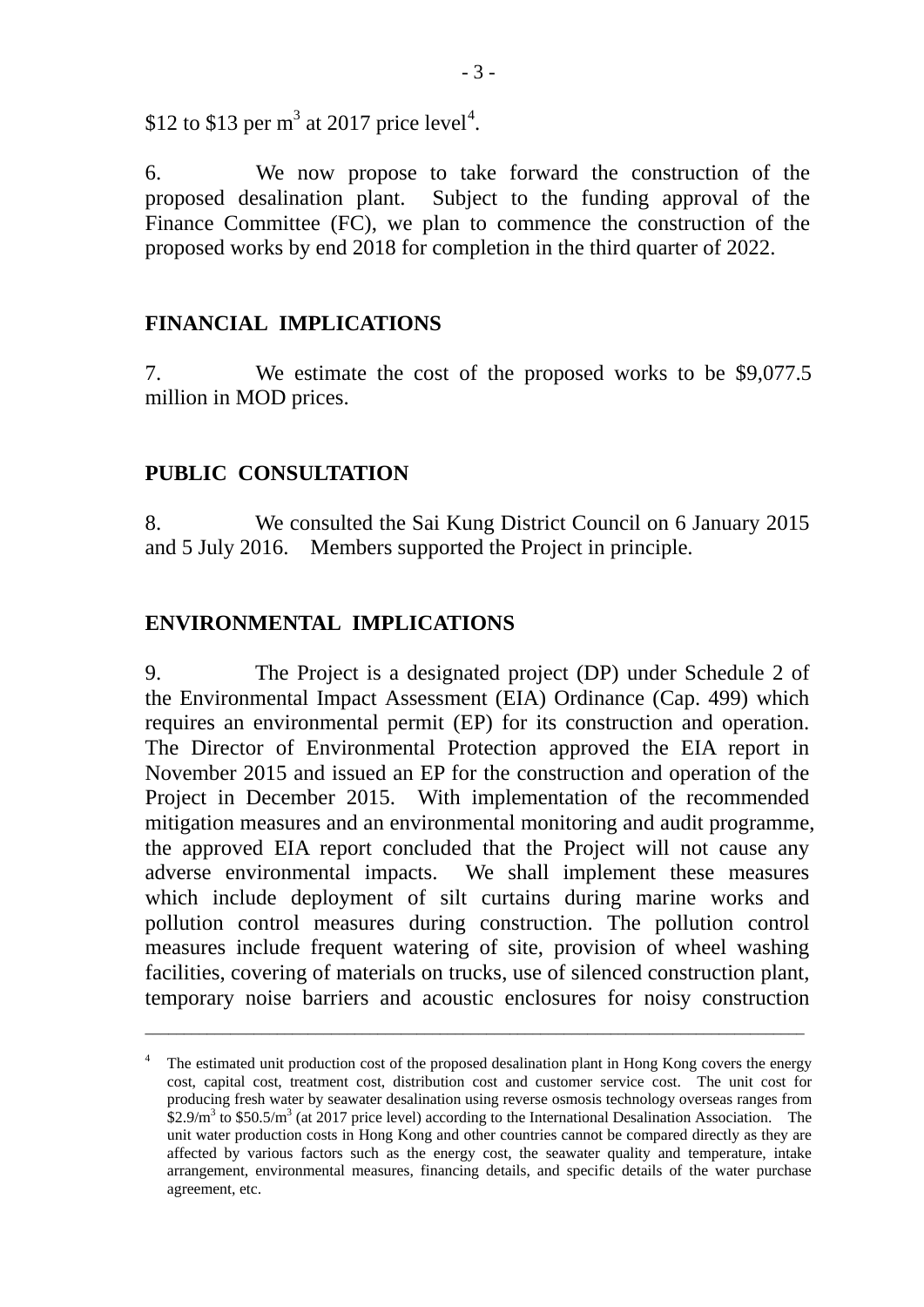$12 to $13 per $m^3$ at 2017 price level[4].

6. We now propose to take forward the construction of the proposed desalination plant. Subject to the funding approval of the Finance Committee (FC), we plan to commence the construction of the proposed works by end 2018 for completion in the third quarter of 2022.

## FINANCIAL IMPLICATIONS

7. We estimate the cost of the proposed works to be $9,077.5 million in MOD prices.

## PUBLIC CONSULTATION

8. We consulted the Sai Kung District Council on 6 January 2015 and 5 July 2016. Members supported the Project in principle.

## ENVIRONMENTAL IMPLICATIONS

9. The Project is a designated project (DP) under Schedule 2 of the Environmental Impact Assessment (EIA) Ordinance (Cap. 499) which requires an environmental permit (EP) for its construction and operation. The Director of Environmental Protection approved the EIA report in November 2015 and issued an EP for the construction and operation of the Project in December 2015. With implementation of the recommended mitigation measures and an environmental monitoring and audit programme, the approved EIA report concluded that the Project will not cause any adverse environmental impacts. We shall implement these measures which include deployment of silt curtains during marine works and pollution control measures during construction. The pollution control measures include frequent watering of site, provision of wheel washing facilities, covering of materials on trucks, use of silenced construction plant, temporary noise barriers and acoustic enclosures for noisy construction

---

[4] The estimated unit production cost of the proposed desalination plant in Hong Kong covers the energy cost, capital cost, treatment cost, distribution cost and customer service cost. The unit cost for producing fresh water by seawater desalination using reverse osmosis technology overseas ranges from $2.9/$m^3$ to $50.5/$m^3$ (at 2017 price level) according to the International Desalination Association. The unit water production costs in Hong Kong and other countries cannot be compared directly as they are affected by various factors such as the energy cost, the seawater quality and temperature, intake arrangement, environmental measures, financing details, and specific details of the water purchase agreement, etc.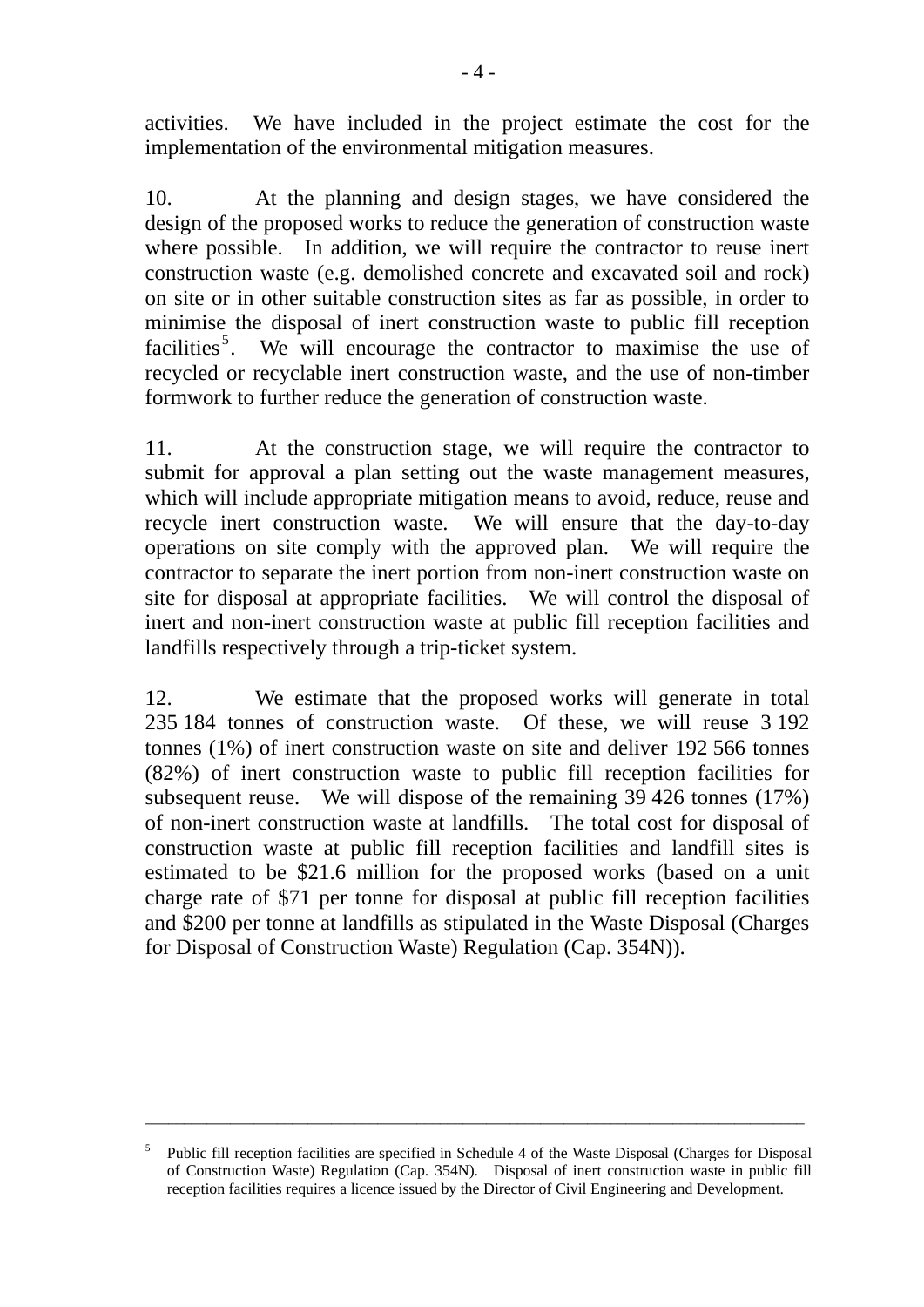activities. We have included in the project estimate the cost for the implementation of the environmental mitigation measures.

10. At the planning and design stages, we have considered the design of the proposed works to reduce the generation of construction waste where possible. In addition, we will require the contractor to reuse inert construction waste (e.g. demolished concrete and excavated soil and rock) on site or in other suitable construction sites as far as possible, in order to minimise the disposal of inert construction waste to public fill reception facilities[5]. We will encourage the contractor to maximise the use of recycled or recyclable inert construction waste, and the use of non-timber formwork to further reduce the generation of construction waste.

11. At the construction stage, we will require the contractor to submit for approval a plan setting out the waste management measures, which will include appropriate mitigation means to avoid, reduce, reuse and recycle inert construction waste. We will ensure that the day-to-day operations on site comply with the approved plan. We will require the contractor to separate the inert portion from non-inert construction waste on site for disposal at appropriate facilities. We will control the disposal of inert and non-inert construction waste at public fill reception facilities and landfills respectively through a trip-ticket system.

12. We estimate that the proposed works will generate in total 235 184 tonnes of construction waste. Of these, we will reuse 3 192 tonnes (1%) of inert construction waste on site and deliver 192 566 tonnes (82%) of inert construction waste to public fill reception facilities for subsequent reuse. We will dispose of the remaining 39 426 tonnes (17%) of non-inert construction waste at landfills. The total cost for disposal of construction waste at public fill reception facilities and landfill sites is estimated to be $21.6 million for the proposed works (based on a unit charge rate of $71 per tonne for disposal at public fill reception facilities and $200 per tonne at landfills as stipulated in the Waste Disposal (Charges for Disposal of Construction Waste) Regulation (Cap. 354N)).

---

[5] Public fill reception facilities are specified in Schedule 4 of the Waste Disposal (Charges for Disposal of Construction Waste) Regulation (Cap. 354N). Disposal of inert construction waste in public fill reception facilities requires a licence issued by the Director of Civil Engineering and Development.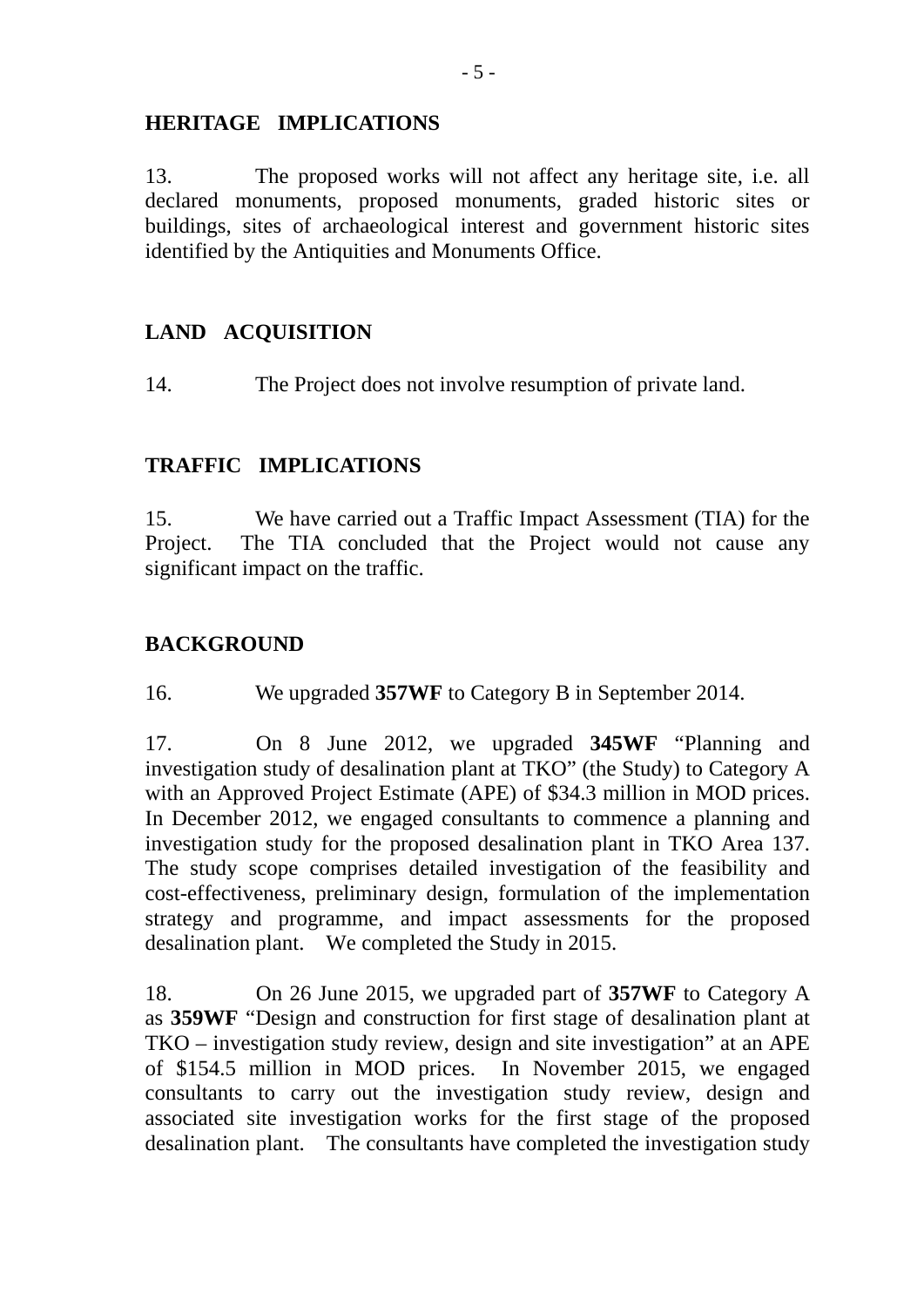## HERITAGE IMPLICATIONS

13. The proposed works will not affect any heritage site, i.e. all declared monuments, proposed monuments, graded historic sites or buildings, sites of archaeological interest and government historic sites identified by the Antiquities and Monuments Office.

## LAND ACQUISITION

14. The Project does not involve resumption of private land.

## TRAFFIC IMPLICATIONS

15. We have carried out a Traffic Impact Assessment (TIA) for the Project. The TIA concluded that the Project would not cause any significant impact on the traffic.

## BACKGROUND

16. We upgraded **357WF** to Category B in September 2014.

17. On 8 June 2012, we upgraded **345WF** "Planning and investigation study of desalination plant at TKO" (the Study) to Category A with an Approved Project Estimate (APE) of $34.3 million in MOD prices. In December 2012, we engaged consultants to commence a planning and investigation study for the proposed desalination plant in TKO Area 137. The study scope comprises detailed investigation of the feasibility and cost-effectiveness, preliminary design, formulation of the implementation strategy and programme, and impact assessments for the proposed desalination plant. We completed the Study in 2015.

18. On 26 June 2015, we upgraded part of **357WF** to Category A as **359WF** "Design and construction for first stage of desalination plant at TKO – investigation study review, design and site investigation" at an APE of $154.5 million in MOD prices. In November 2015, we engaged consultants to carry out the investigation study review, design and associated site investigation works for the first stage of the proposed desalination plant. The consultants have completed the investigation study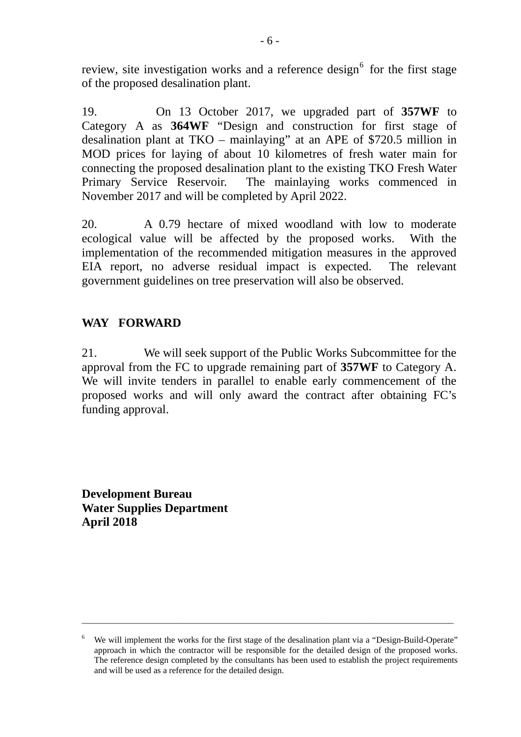review, site investigation works and a reference design[6] for the first stage of the proposed desalination plant.

19. On 13 October 2017, we upgraded part of **357WF** to Category A as **364WF** "Design and construction for first stage of desalination plant at TKO – mainlaying" at an APE of $720.5 million in MOD prices for laying of about 10 kilometres of fresh water main for connecting the proposed desalination plant to the existing TKO Fresh Water Primary Service Reservoir. The mainlaying works commenced in November 2017 and will be completed by April 2022.

20. A 0.79 hectare of mixed woodland with low to moderate ecological value will be affected by the proposed works. With the implementation of the recommended mitigation measures in the approved EIA report, no adverse residual impact is expected. The relevant government guidelines on tree preservation will also be observed.

## WAY FORWARD

21. We will seek support of the Public Works Subcommittee for the approval from the FC to upgrade remaining part of **357WF** to Category A. We will invite tenders in parallel to enable early commencement of the proposed works and will only award the contract after obtaining FC's funding approval.

**Development Bureau**
**Water Supplies Department**
**April 2018**

---

[6] We will implement the works for the first stage of the desalination plant via a "Design-Build-Operate" approach in which the contractor will be responsible for the detailed design of the proposed works. The reference design completed by the consultants has been used to establish the project requirements and will be used as a reference for the detailed design.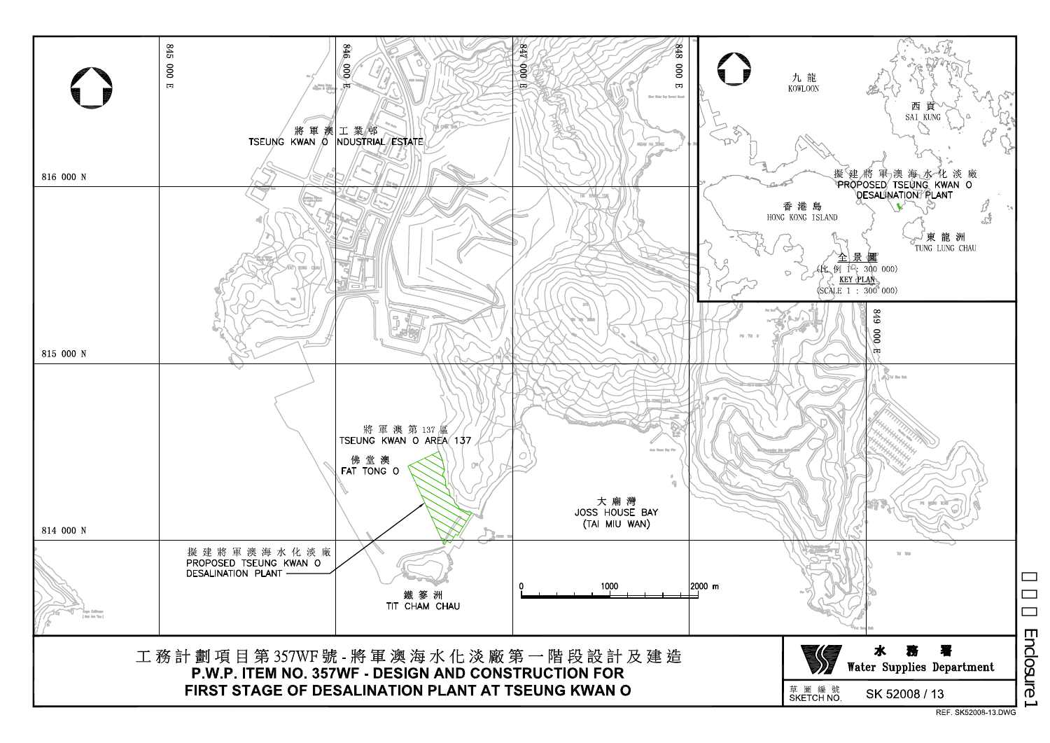附件1 Enclosure1

845 000 E

846 000 E

847 000 E

848 000 E

849 000 E

816 000 N

815 000 N

814 000 N

將軍澳工業邨
TSEUNG KWAN O INDUSTRIAL ESTATE

將軍澳第137區
TSEUNG KWAN O AREA 137

佛堂澳
FAT TONG O

大廟灣
JOSS HOUSE BAY
(TAI MIU WAN)

鐵篸洲
TIT CHAM CHAU

擬建將軍澳海水化淡廠
PROPOSED TSEUNG KWAN O
DESALINATION PLANT

0 1000 2000 m

九龍
KOWLOON

西貢
SAI KUNG

擬建將軍澳海水化淡廠
PROPOSED TSEUNG KWAN O
DESALINATION PLANT

香港島
HONG KONG ISLAND

東龍洲
TUNG LUNG CHAU

全景圖
(比例 1 : 300 000)
KEY PLAN
(SCALE 1 : 300 000)

工務計劃項目第357WF號 - 將軍澳海水化淡廠第一階段設計及建造
**P.W.P. ITEM NO. 357WF - DESIGN AND CONSTRUCTION FOR FIRST STAGE OF DESALINATION PLANT AT TSEUNG KWAN O**

水務署
Water Supplies Department

草圖編號
SKETCH NO. SK 52008 / 13

REF. SK52008-13.DWG